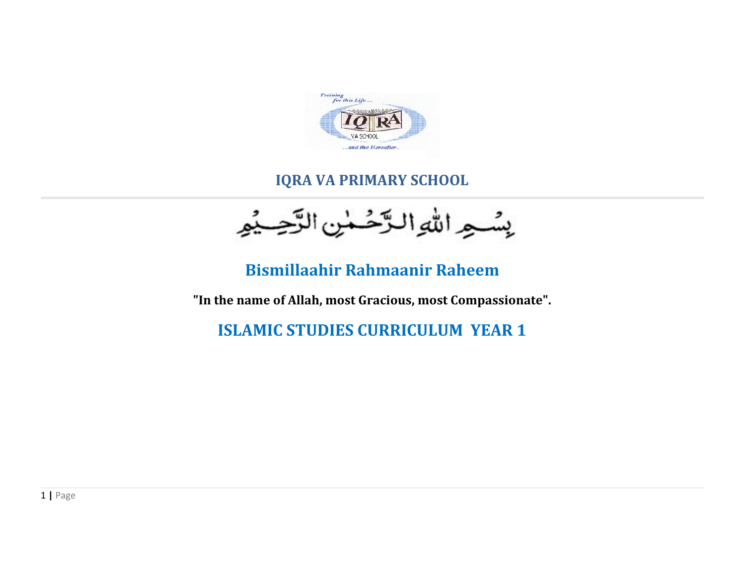# IQRA VA PRIMARY SCHOOL

بِسْمِ اللهِ الرَّحْمٰنِ الرَّحِيْمِ

## Bismillaahir Rahmaanir Raheem

**"In the name of Allah, most Gracious, most Compassionate".**

## ISLAMIC STUDIES CURRICULUM YEAR 1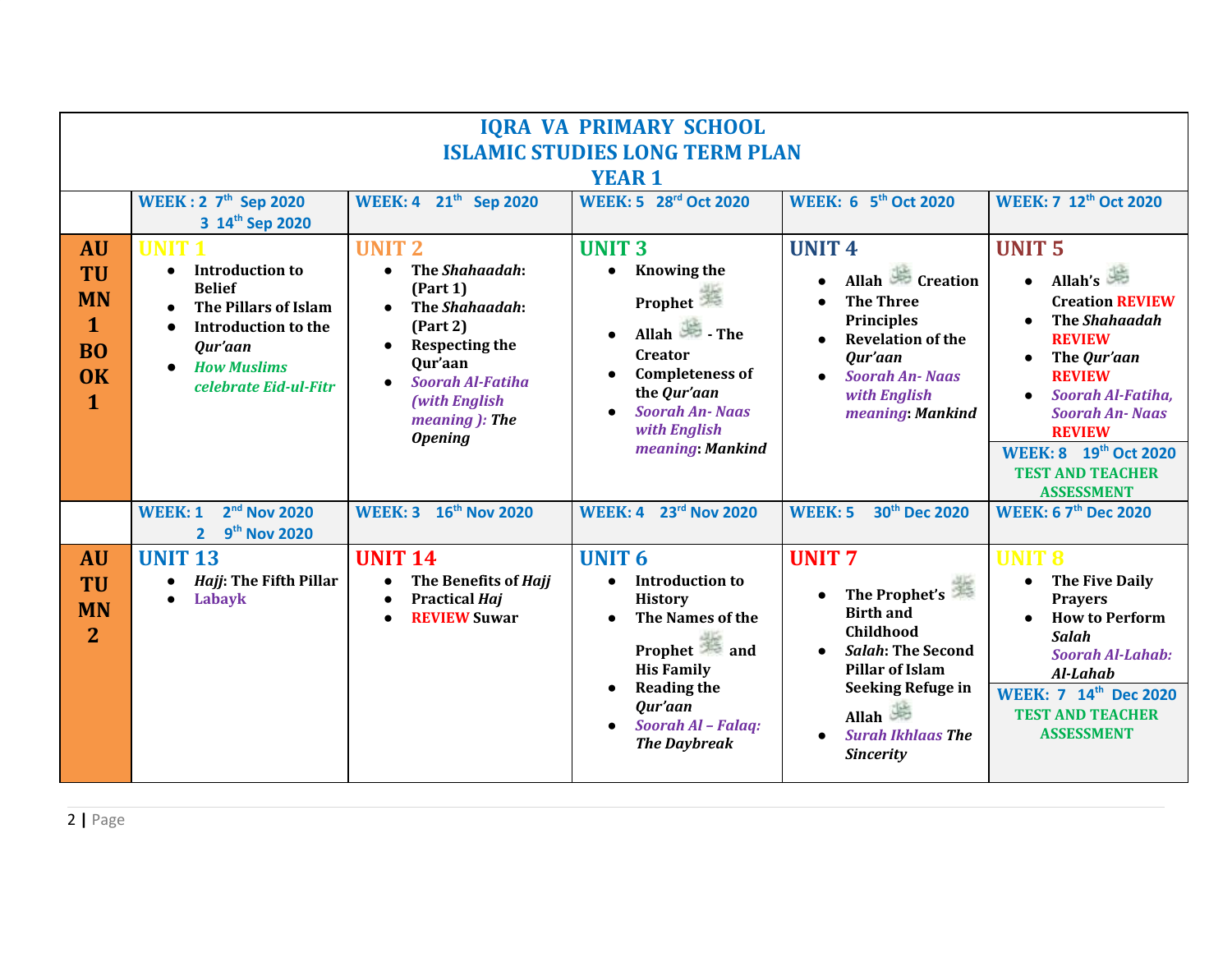# IQRA VA PRIMARY SCHOOL
## ISLAMIC STUDIES LONG TERM PLAN
## YEAR 1

| | WEEK : 2 7th Sep 2020<br>3 14th Sep 2020 | WEEK: 4 21th Sep 2020 | WEEK: 5 28rd Oct 2020 | WEEK: 6 5th Oct 2020 | WEEK: 7 12th Oct 2020 |
|---|---|---|---|---|---|
| **AUTUMN 1 BOOK 1** | **UNIT 1**<br>• Introduction to Belief<br>• The Pillars of Islam<br>• Introduction to the *Qur'aan*<br>• *How Muslims celebrate Eid-ul-Fitr* | **UNIT 2**<br>• The *Shahaadah*: (Part 1)<br>• The *Shahaadah*: (Part 2)<br>• Respecting the Qur'aan<br>• *Soorah Al-Fatiha (with English meaning ): The Opening* | **UNIT 3**<br>• Knowing the Prophet ﷺ<br>• Allah ﷻ - The Creator<br>• Completeness of the *Qur'aan*<br>• *Soorah An- Naas with English meaning*: *Mankind* | **UNIT 4**<br>• Allah ﷻ Creation<br>• The Three Principles<br>• Revelation of the *Qur'aan*<br>• *Soorah An- Naas with English meaning*: *Mankind* | **UNIT 5**<br>• Allah's ﷻ Creation REVIEW<br>• The *Shahaadah* REVIEW<br>• The *Qur'aan* REVIEW<br>• *Soorah Al-Fatiha, Soorah An- Naas* REVIEW<br><br>**WEEK: 8 19th Oct 2020**<br>TEST AND TEACHER ASSESSMENT |
| | **WEEK: 1 2nd Nov 2020**<br>**2 9th Nov 2020** | **WEEK: 3 16th Nov 2020** | **WEEK: 4 23rd Nov 2020** | **WEEK: 5 30th Dec 2020** | **WEEK: 6 7th Dec 2020** |
| **AUTUMN 2** | **UNIT 13**<br>• *Hajj*: The Fifth Pillar<br>• Labayk | **UNIT 14**<br>• The Benefits of *Hajj*<br>• Practical *Haj*<br>• REVIEW Suwar | **UNIT 6**<br>• Introduction to History<br>• The Names of the Prophet ﷺ and His Family<br>• Reading the *Qur'aan*<br>• *Soorah Al – Falaq: The Daybreak* | **UNIT 7**<br>• The Prophet's ﷺ Birth and Childhood<br>• *Salah*: The Second Pillar of Islam Seeking Refuge in Allah ﷻ<br>• *Surah Ikhlaas The Sincerity* | **UNIT 8**<br>• The Five Daily Prayers<br>• How to Perform *Salah*<br>*Soorah Al-Lahab: Al-Lahab*<br><br>**WEEK: 7 14th Dec 2020**<br>TEST AND TEACHER ASSESSMENT |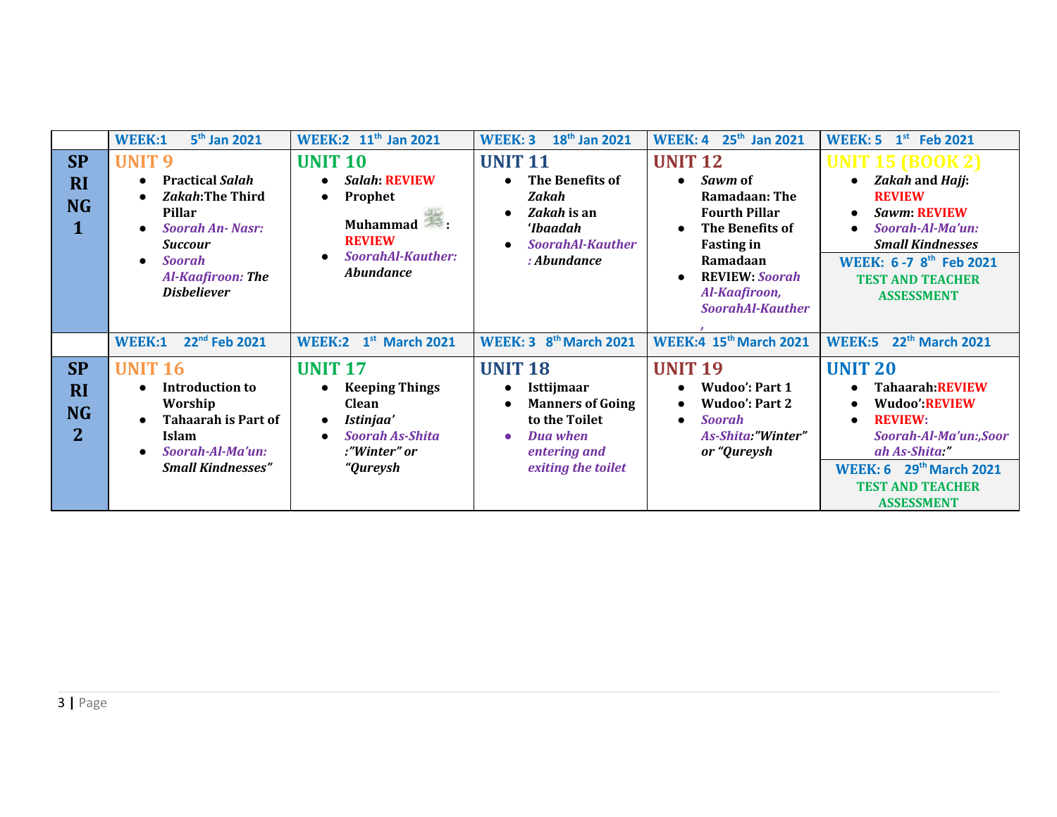| | WEEK:1 5th Jan 2021 | WEEK:2 11th Jan 2021 | WEEK: 3 18th Jan 2021 | WEEK: 4 25th Jan 2021 | WEEK: 5 1st Feb 2021 |
|---|---|---|---|---|---|
| **SPRING 1** | **UNIT 9**<br>• **Practical *Salah***<br>• ***Zakah*:The Third Pillar**<br>• ***Soorah An- Nasr: Succour***<br>• ***Soorah Al-Kaafiroon: The Disbeliever*** | **UNIT 10**<br>• ***Salah*: REVIEW**<br>• **Prophet Muhammad ﷺ: REVIEW**<br>• ***SoorahAl-Kauther: Abundance*** | **UNIT 11**<br>• **The Benefits of *Zakah***<br>• ***Zakah* is an *'Ibaadah***<br>• ***SoorahAl-Kauther : Abundance*** | **UNIT 12**<br>• ***Sawm* of Ramadaan: The Fourth Pillar**<br>• **The Benefits of Fasting in Ramadaan**<br>• **REVIEW: *Soorah Al-Kaafiroon, SoorahAl-Kauther ,*** | **UNIT 15 (BOOK 2)**<br>• ***Zakah* and *Hajj*: REVIEW**<br>• ***Sawm*: REVIEW**<br>• ***Soorah-Al-Ma'un: Small Kindnesses***<br>**WEEK: 6 -7 8th Feb 2021**<br>**TEST AND TEACHER ASSESSMENT** |
| | WEEK:1 22nd Feb 2021 | WEEK:2 1st March 2021 | WEEK: 3 8th March 2021 | WEEK:4 15th March 2021 | WEEK:5 22th March 2021 |
| **SPRING 2** | **UNIT 16**<br>• **Introduction to Worship**<br>• **Tahaarah is Part of Islam**<br>• ***Soorah-Al-Ma'un: Small Kindnesses"*** | **UNIT 17**<br>• **Keeping Things Clean**<br>• ***Istinjaa'***<br>• ***Soorah As-Shita :"Winter" or "Qureysh*** | **UNIT 18**<br>• **Isttijmaar**<br>• **Manners of Going to the Toilet**<br>• ***Dua when entering and exiting the toilet*** | **UNIT 19**<br>• **Wudoo': Part 1**<br>• **Wudoo': Part 2**<br>• ***Soorah As-Shita:"Winter" or "Qureysh*** | **UNIT 20**<br>• **Tahaarah:REVIEW**<br>• **Wudoo':REVIEW**<br>• **REVIEW: *Soorah-Al-Ma'un:,Soorah As-Shita:"***<br>**WEEK: 6 29th March 2021**<br>**TEST AND TEACHER ASSESSMENT** |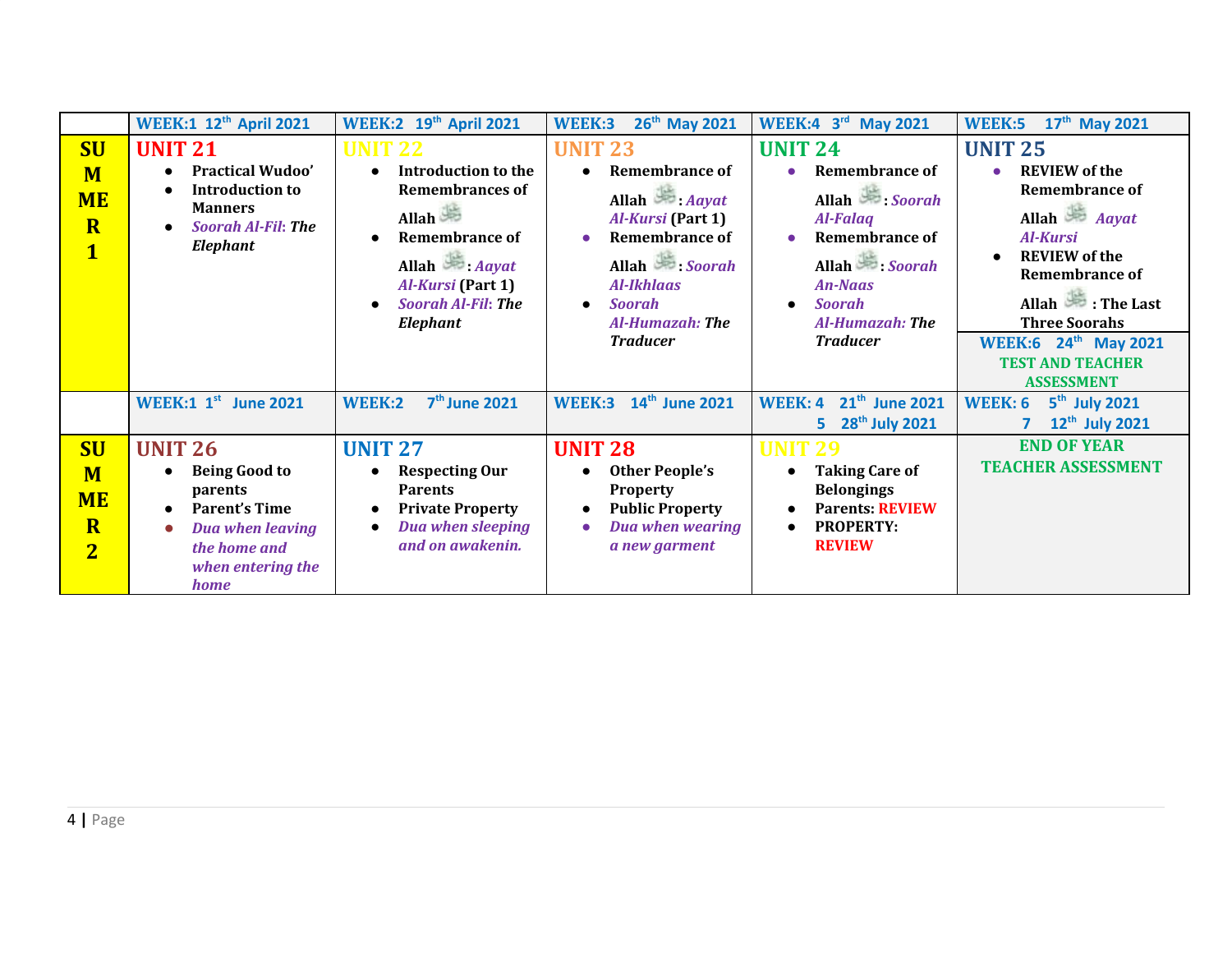| | WEEK:1 12th April 2021 | WEEK:2 19th April 2021 | WEEK:3 26th May 2021 | WEEK:4 3rd May 2021 | WEEK:5 17th May 2021 |
|---|---|---|---|---|---|
| **SUMMER 1** | **UNIT 21**<br>• **Practical Wudoo'**<br>• **Introduction to Manners**<br>• ***Soorah Al-Fil: The Elephant*** | **UNIT 22**<br>• **Introduction to the Remembrances of Allah**<br>• **Remembrance of Allah: *Aayat Al-Kursi* (Part 1)**<br>• ***Soorah Al-Fil: The Elephant*** | **UNIT 23**<br>• **Remembrance of Allah: *Aayat Al-Kursi* (Part 1)**<br>• **Remembrance of Allah: *Soorah Al-Ikhlaas***<br>• ***Soorah Al-Humazah: The Traducer*** | **UNIT 24**<br>• **Remembrance of Allah: *Soorah Al-Falaq***<br>• **Remembrance of Allah: *Soorah An-Naas***<br>• ***Soorah Al-Humazah: The Traducer*** | **UNIT 25**<br>• **REVIEW of the Remembrance of Allah *Aayat Al-Kursi***<br>• **REVIEW of the Remembrance of Allah: The Last Three Soorahs**<br>**WEEK:6 24th May 2021**<br>**TEST AND TEACHER ASSESSMENT** |
| | WEEK:1 1st June 2021 | WEEK:2 7th June 2021 | WEEK:3 14th June 2021 | WEEK: 4 21st June 2021<br>5 28th July 2021 | WEEK: 6 5th July 2021<br>7 12th July 2021 |
| **SUMMER 2** | **UNIT 26**<br>• **Being Good to parents**<br>• **Parent's Time**<br>• ***Dua when leaving the home and when entering the home*** | **UNIT 27**<br>• **Respecting Our Parents**<br>• **Private Property**<br>• ***Dua when sleeping and on awakenin.*** | **UNIT 28**<br>• **Other People's Property**<br>• **Public Property**<br>• ***Dua when wearing a new garment*** | **UNIT 29**<br>• **Taking Care of Belongings**<br>• **Parents: REVIEW**<br>• **PROPERTY: REVIEW** | **END OF YEAR TEACHER ASSESSMENT** |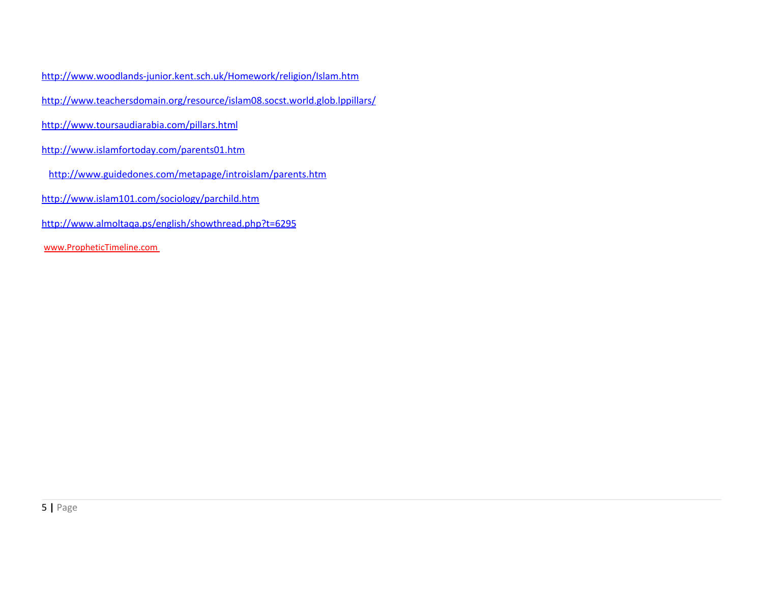http://www.woodlands-junior.kent.sch.uk/Homework/religion/Islam.htm

http://www.teachersdomain.org/resource/islam08.socst.world.glob.lppillars/

http://www.toursaudiarabia.com/pillars.html

http://www.islamfortoday.com/parents01.htm

http://www.guidedones.com/metapage/introislam/parents.htm

http://www.islam101.com/sociology/parchild.htm

http://www.almoltaqa.ps/english/showthread.php?t=6295

www.PropheticTimeline.com